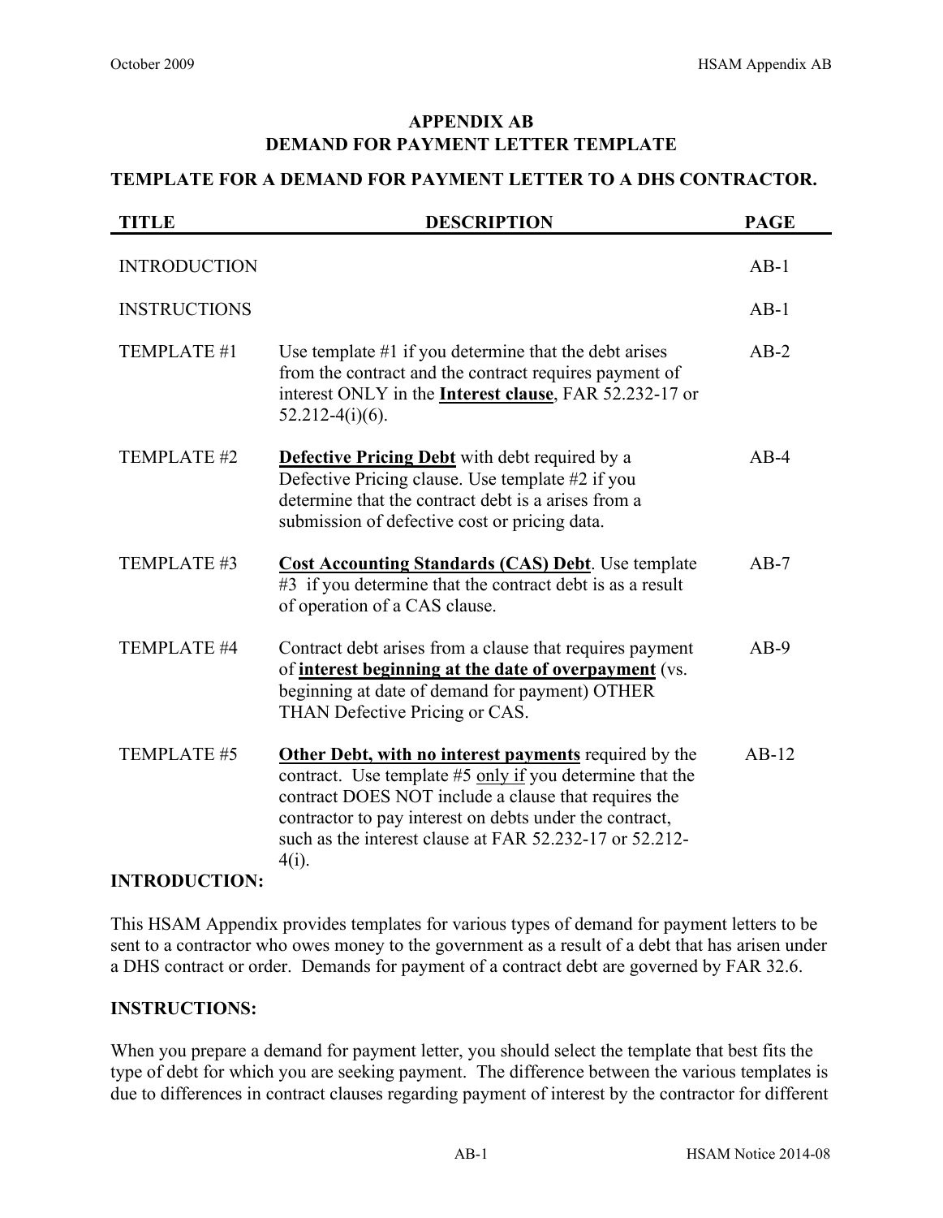# APPENDIX AB
# DEMAND FOR PAYMENT LETTER TEMPLATE

## TEMPLATE FOR A DEMAND FOR PAYMENT LETTER TO A DHS CONTRACTOR.

| TITLE | DESCRIPTION | PAGE |
|---|---|---|
| INTRODUCTION | | AB-1 |
| INSTRUCTIONS | | AB-1 |
| TEMPLATE #1 | Use template #1 if you determine that the debt arises from the contract and the contract requires payment of interest ONLY in the **Interest clause**, FAR 52.232-17 or 52.212-4(i)(6). | AB-2 |
| TEMPLATE #2 | **Defective Pricing Debt** with debt required by a Defective Pricing clause. Use template #2 if you determine that the contract debt is a arises from a submission of defective cost or pricing data. | AB-4 |
| TEMPLATE #3 | **Cost Accounting Standards (CAS) Debt**. Use template #3 if you determine that the contract debt is as a result of operation of a CAS clause. | AB-7 |
| TEMPLATE #4 | Contract debt arises from a clause that requires payment of **interest beginning at the date of overpayment** (vs. beginning at date of demand for payment) OTHER THAN Defective Pricing or CAS. | AB-9 |
| TEMPLATE #5 | **Other Debt, with no interest payments** required by the contract. Use template #5 only if you determine that the contract DOES NOT include a clause that requires the contractor to pay interest on debts under the contract, such as the interest clause at FAR 52.232-17 or 52.212-4(i). | AB-12 |

**INTRODUCTION:**

This HSAM Appendix provides templates for various types of demand for payment letters to be sent to a contractor who owes money to the government as a result of a debt that has arisen under a DHS contract or order. Demands for payment of a contract debt are governed by FAR 32.6.

**INSTRUCTIONS:**

When you prepare a demand for payment letter, you should select the template that best fits the type of debt for which you are seeking payment. The difference between the various templates is due to differences in contract clauses regarding payment of interest by the contractor for different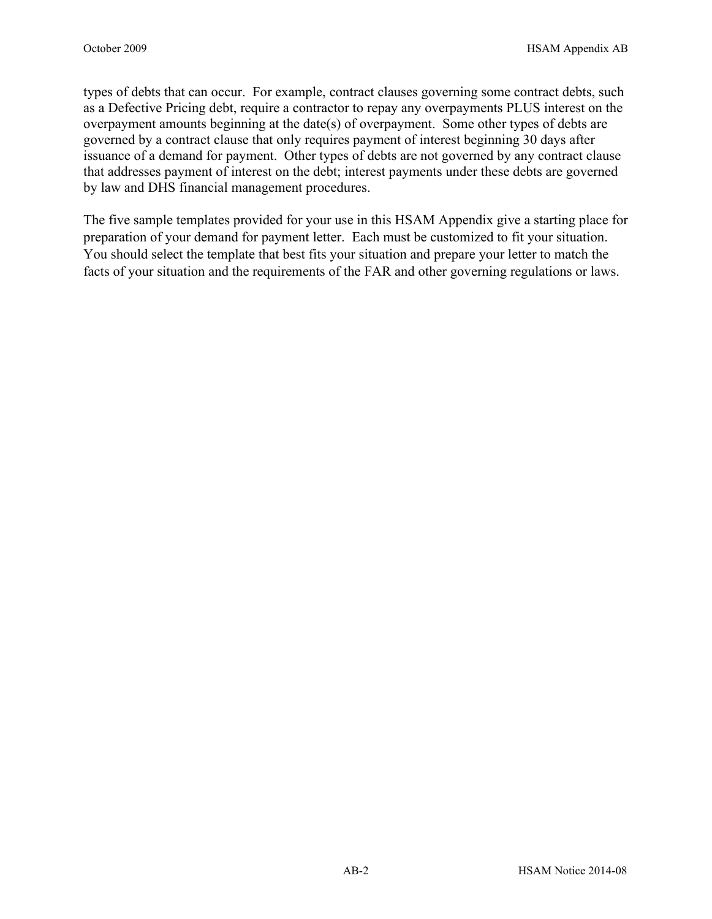types of debts that can occur. For example, contract clauses governing some contract debts, such as a Defective Pricing debt, require a contractor to repay any overpayments PLUS interest on the overpayment amounts beginning at the date(s) of overpayment. Some other types of debts are governed by a contract clause that only requires payment of interest beginning 30 days after issuance of a demand for payment. Other types of debts are not governed by any contract clause that addresses payment of interest on the debt; interest payments under these debts are governed by law and DHS financial management procedures.

The five sample templates provided for your use in this HSAM Appendix give a starting place for preparation of your demand for payment letter. Each must be customized to fit your situation. You should select the template that best fits your situation and prepare your letter to match the facts of your situation and the requirements of the FAR and other governing regulations or laws.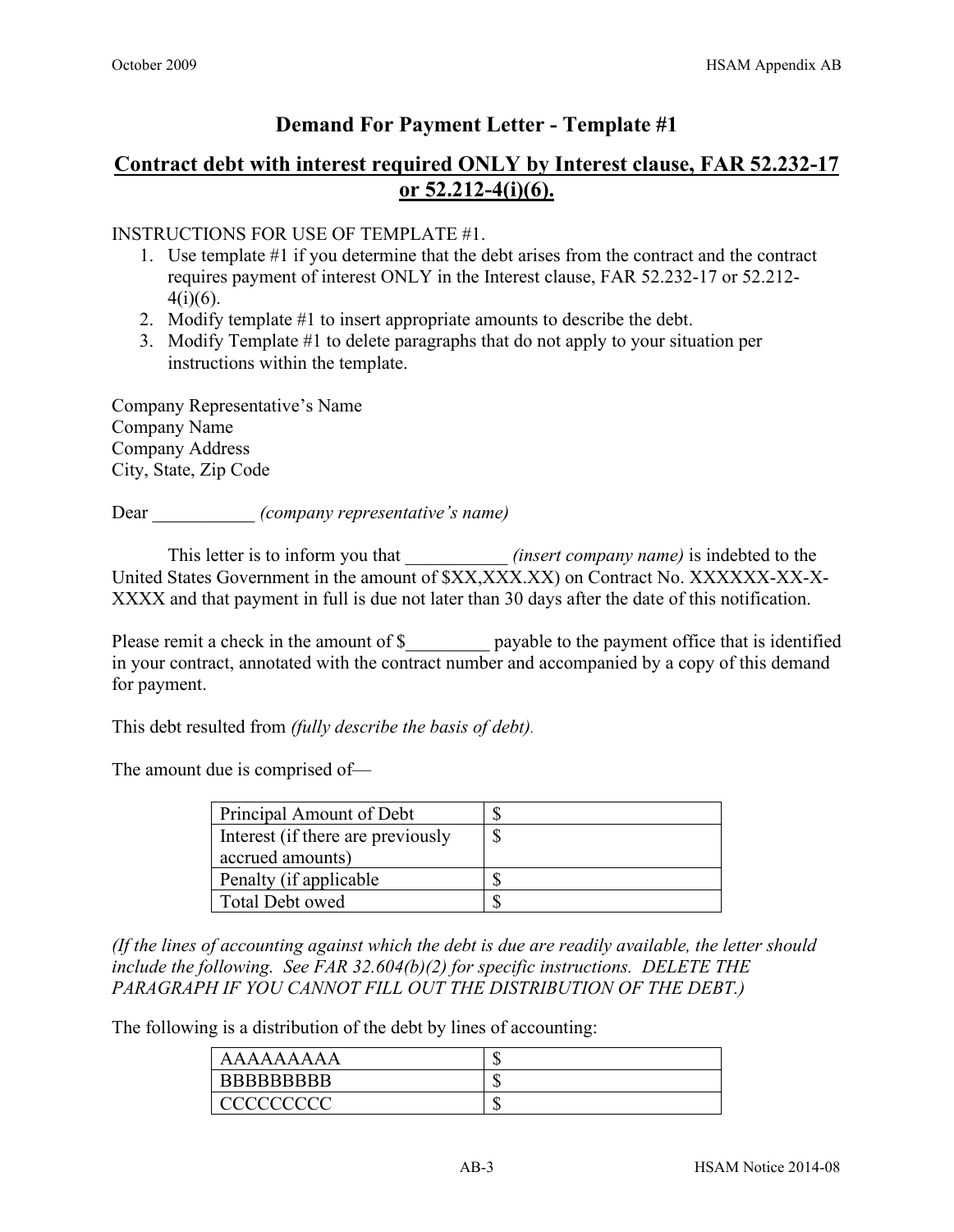# Demand For Payment Letter - Template #1

## Contract debt with interest required ONLY by Interest clause, FAR 52.232-17 or 52.212-4(i)(6).

INSTRUCTIONS FOR USE OF TEMPLATE #1.

1. Use template #1 if you determine that the debt arises from the contract and the contract requires payment of interest ONLY in the Interest clause, FAR 52.232-17 or 52.212-4(i)(6).
2. Modify template #1 to insert appropriate amounts to describe the debt.
3. Modify Template #1 to delete paragraphs that do not apply to your situation per instructions within the template.

Company Representative's Name
Company Name
Company Address
City, State, Zip Code

Dear ___________ *(company representative's name)*

This letter is to inform you that ___________ *(insert company name)* is indebted to the United States Government in the amount of $XX,XXX.XX) on Contract No. XXXXXX-XX-X-XXXX and that payment in full is due not later than 30 days after the date of this notification.

Please remit a check in the amount of $_________ payable to the payment office that is identified in your contract, annotated with the contract number and accompanied by a copy of this demand for payment.

This debt resulted from *(fully describe the basis of debt).*

The amount due is comprised of—

| Principal Amount of Debt | $ |
|---|---|
| Interest (if there are previously accrued amounts) | $ |
| Penalty (if applicable | $ |
| Total Debt owed | $ |

*(If the lines of accounting against which the debt is due are readily available, the letter should include the following. See FAR 32.604(b)(2) for specific instructions. DELETE THE PARAGRAPH IF YOU CANNOT FILL OUT THE DISTRIBUTION OF THE DEBT.)*

The following is a distribution of the debt by lines of accounting:

| AAAAAAAAA | $ |
|---|---|
| BBBBBBBBB | $ |
| CCCCCCCCC | $ |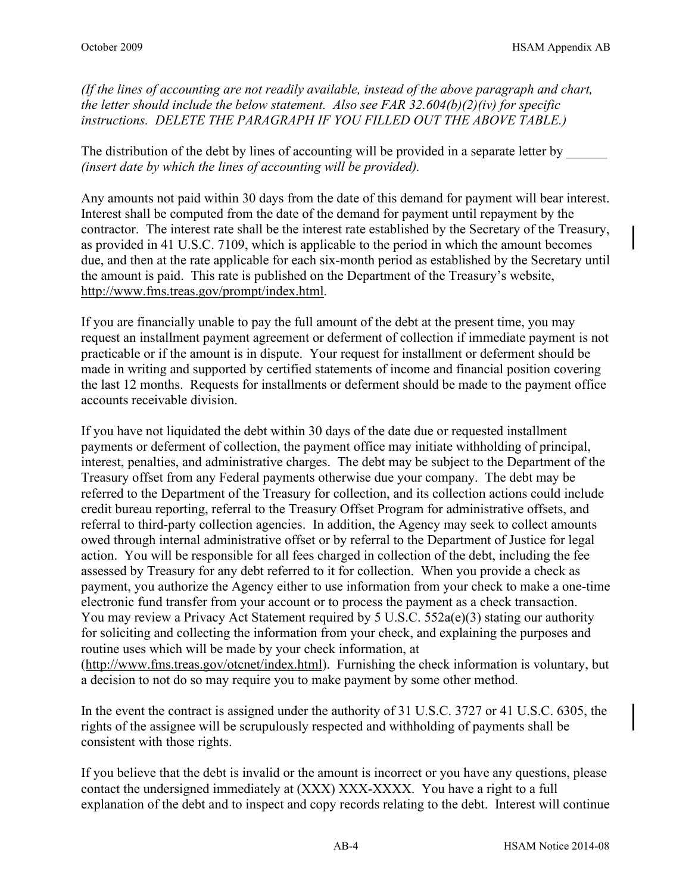*(If the lines of accounting are not readily available, instead of the above paragraph and chart, the letter should include the below statement. Also see FAR 32.604(b)(2)(iv) for specific instructions. DELETE THE PARAGRAPH IF YOU FILLED OUT THE ABOVE TABLE.)*

The distribution of the debt by lines of accounting will be provided in a separate letter by ______ *(insert date by which the lines of accounting will be provided).*

Any amounts not paid within 30 days from the date of this demand for payment will bear interest. Interest shall be computed from the date of the demand for payment until repayment by the contractor. The interest rate shall be the interest rate established by the Secretary of the Treasury, as provided in 41 U.S.C. 7109, which is applicable to the period in which the amount becomes due, and then at the rate applicable for each six-month period as established by the Secretary until the amount is paid. This rate is published on the Department of the Treasury's website, http://www.fms.treas.gov/prompt/index.html.

If you are financially unable to pay the full amount of the debt at the present time, you may request an installment payment agreement or deferment of collection if immediate payment is not practicable or if the amount is in dispute. Your request for installment or deferment should be made in writing and supported by certified statements of income and financial position covering the last 12 months. Requests for installments or deferment should be made to the payment office accounts receivable division.

If you have not liquidated the debt within 30 days of the date due or requested installment payments or deferment of collection, the payment office may initiate withholding of principal, interest, penalties, and administrative charges. The debt may be subject to the Department of the Treasury offset from any Federal payments otherwise due your company. The debt may be referred to the Department of the Treasury for collection, and its collection actions could include credit bureau reporting, referral to the Treasury Offset Program for administrative offsets, and referral to third-party collection agencies. In addition, the Agency may seek to collect amounts owed through internal administrative offset or by referral to the Department of Justice for legal action. You will be responsible for all fees charged in collection of the debt, including the fee assessed by Treasury for any debt referred to it for collection. When you provide a check as payment, you authorize the Agency either to use information from your check to make a one-time electronic fund transfer from your account or to process the payment as a check transaction. You may review a Privacy Act Statement required by 5 U.S.C. 552a(e)(3) stating our authority for soliciting and collecting the information from your check, and explaining the purposes and routine uses which will be made by your check information, at (http://www.fms.treas.gov/otcnet/index.html). Furnishing the check information is voluntary, but a decision to not do so may require you to make payment by some other method.

In the event the contract is assigned under the authority of 31 U.S.C. 3727 or 41 U.S.C. 6305, the rights of the assignee will be scrupulously respected and withholding of payments shall be consistent with those rights.

If you believe that the debt is invalid or the amount is incorrect or you have any questions, please contact the undersigned immediately at (XXX) XXX-XXXX. You have a right to a full explanation of the debt and to inspect and copy records relating to the debt. Interest will continue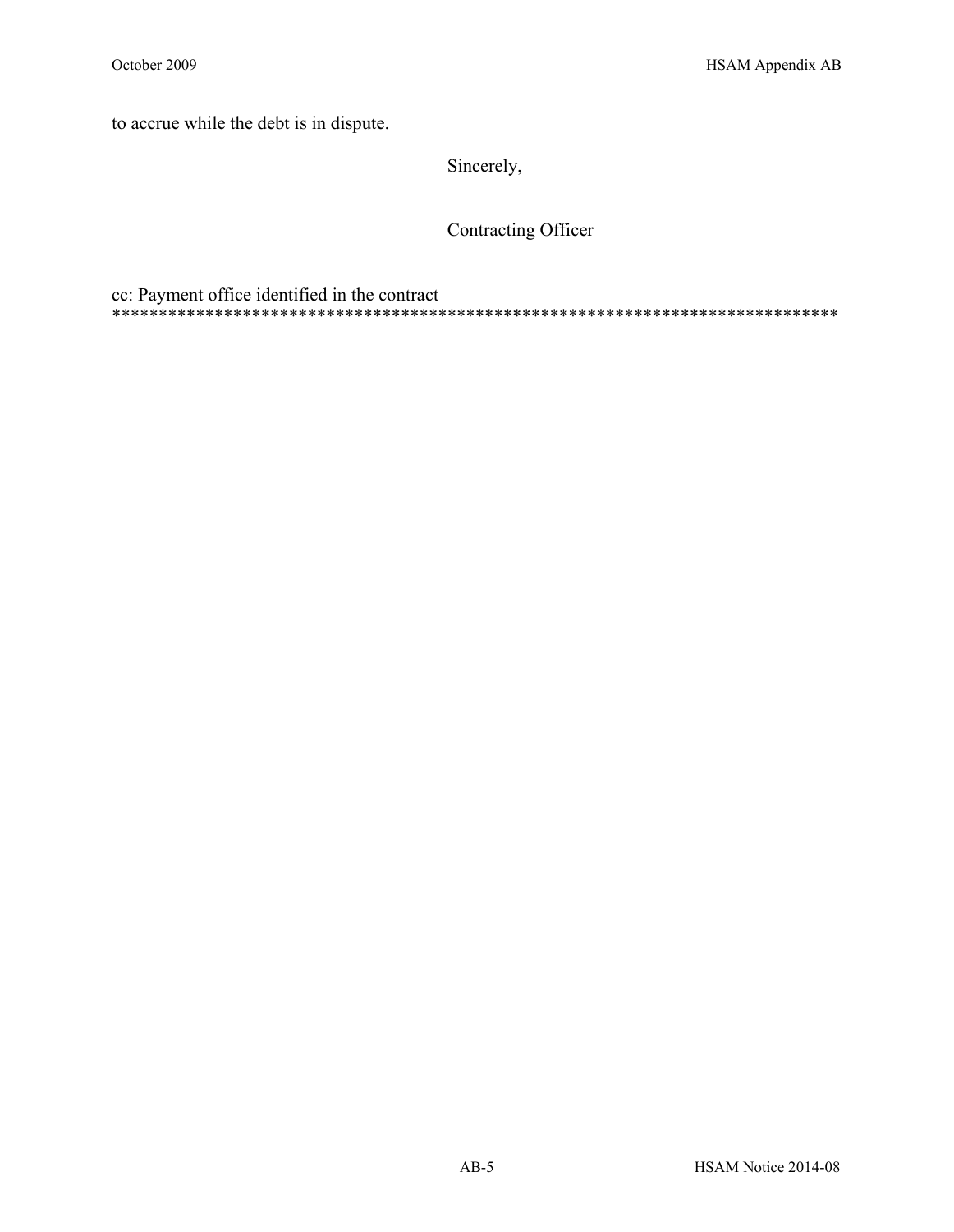to accrue while the debt is in dispute.

Sincerely,

Contracting Officer

cc: Payment office identified in the contract
*******************************************************************************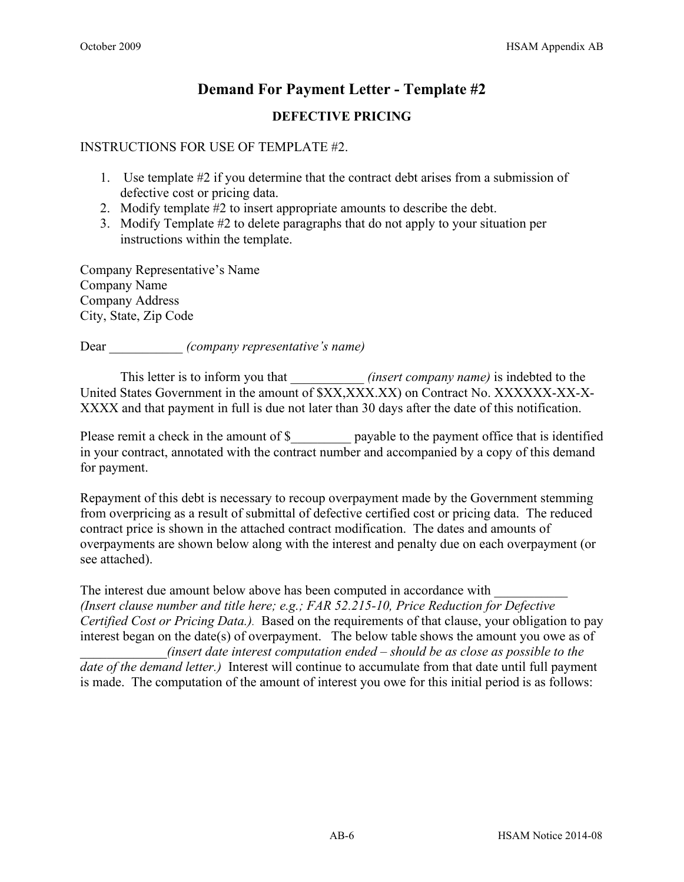# Demand For Payment Letter - Template #2

## DEFECTIVE PRICING

INSTRUCTIONS FOR USE OF TEMPLATE #2.

1. Use template #2 if you determine that the contract debt arises from a submission of defective cost or pricing data.
2. Modify template #2 to insert appropriate amounts to describe the debt.
3. Modify Template #2 to delete paragraphs that do not apply to your situation per instructions within the template.

Company Representative's Name
Company Name
Company Address
City, State, Zip Code

Dear ___________ *(company representative's name)*

This letter is to inform you that ___________ *(insert company name)* is indebted to the United States Government in the amount of $XX,XXX.XX) on Contract No. XXXXXX-XX-X-XXXX and that payment in full is due not later than 30 days after the date of this notification.

Please remit a check in the amount of $_________ payable to the payment office that is identified in your contract, annotated with the contract number and accompanied by a copy of this demand for payment.

Repayment of this debt is necessary to recoup overpayment made by the Government stemming from overpricing as a result of submittal of defective certified cost or pricing data. The reduced contract price is shown in the attached contract modification. The dates and amounts of overpayments are shown below along with the interest and penalty due on each overpayment (or see attached).

The interest due amount below above has been computed in accordance with ___________ *(Insert clause number and title here; e.g.; FAR 52.215-10, Price Reduction for Defective Certified Cost or Pricing Data.).* Based on the requirements of that clause, your obligation to pay interest began on the date(s) of overpayment. The below table shows the amount you owe as of ____________*(insert date interest computation ended – should be as close as possible to the date of the demand letter.)* Interest will continue to accumulate from that date until full payment is made. The computation of the amount of interest you owe for this initial period is as follows: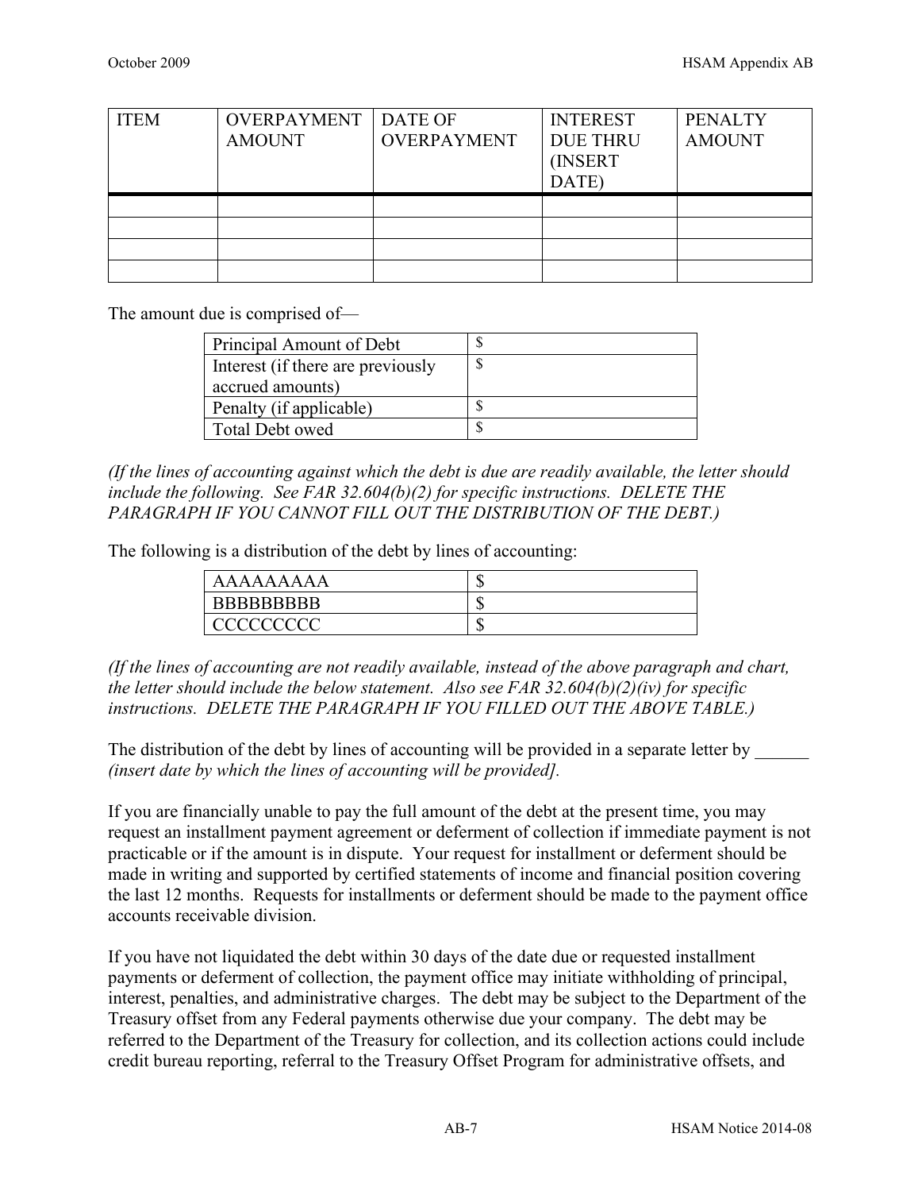| ITEM | OVERPAYMENT AMOUNT | DATE OF OVERPAYMENT | INTEREST DUE THRU (INSERT DATE) | PENALTY AMOUNT |
|---|---|---|---|---|
| | | | | |
| | | | | |
| | | | | |
| | | | | |

The amount due is comprised of—

| | |
|---|---|
| Principal Amount of Debt | $ |
| Interest (if there are previously accrued amounts) | $ |
| Penalty (if applicable) | $ |
| Total Debt owed | $ |

*(If the lines of accounting against which the debt is due are readily available, the letter should include the following. See FAR 32.604(b)(2) for specific instructions. DELETE THE PARAGRAPH IF YOU CANNOT FILL OUT THE DISTRIBUTION OF THE DEBT.)*

The following is a distribution of the debt by lines of accounting:

| | |
|---|---|
| AAAAAAAAA | $ |
| BBBBBBBBB | $ |
| CCCCCCCCC | $ |

*(If the lines of accounting are not readily available, instead of the above paragraph and chart, the letter should include the below statement. Also see FAR 32.604(b)(2)(iv) for specific instructions. DELETE THE PARAGRAPH IF YOU FILLED OUT THE ABOVE TABLE.)*

The distribution of the debt by lines of accounting will be provided in a separate letter by ______ *(insert date by which the lines of accounting will be provided].*

If you are financially unable to pay the full amount of the debt at the present time, you may request an installment payment agreement or deferment of collection if immediate payment is not practicable or if the amount is in dispute. Your request for installment or deferment should be made in writing and supported by certified statements of income and financial position covering the last 12 months. Requests for installments or deferment should be made to the payment office accounts receivable division.

If you have not liquidated the debt within 30 days of the date due or requested installment payments or deferment of collection, the payment office may initiate withholding of principal, interest, penalties, and administrative charges. The debt may be subject to the Department of the Treasury offset from any Federal payments otherwise due your company. The debt may be referred to the Department of the Treasury for collection, and its collection actions could include credit bureau reporting, referral to the Treasury Offset Program for administrative offsets, and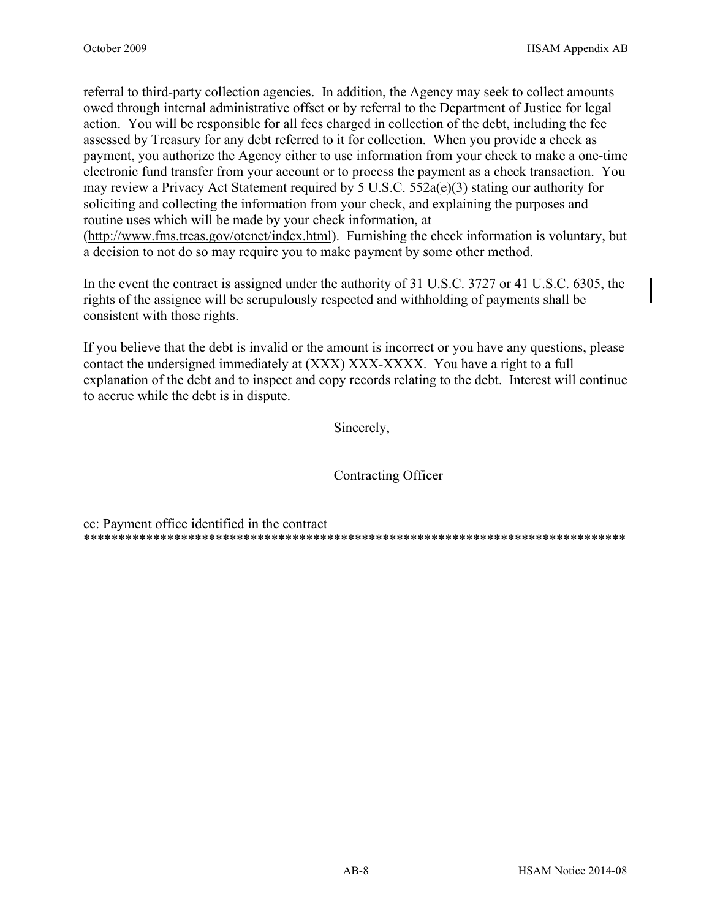referral to third-party collection agencies. In addition, the Agency may seek to collect amounts owed through internal administrative offset or by referral to the Department of Justice for legal action. You will be responsible for all fees charged in collection of the debt, including the fee assessed by Treasury for any debt referred to it for collection. When you provide a check as payment, you authorize the Agency either to use information from your check to make a one-time electronic fund transfer from your account or to process the payment as a check transaction. You may review a Privacy Act Statement required by 5 U.S.C. 552a(e)(3) stating our authority for soliciting and collecting the information from your check, and explaining the purposes and routine uses which will be made by your check information, at (http://www.fms.treas.gov/otcnet/index.html). Furnishing the check information is voluntary, but a decision to not do so may require you to make payment by some other method.

In the event the contract is assigned under the authority of 31 U.S.C. 3727 or 41 U.S.C. 6305, the rights of the assignee will be scrupulously respected and withholding of payments shall be consistent with those rights.

If you believe that the debt is invalid or the amount is incorrect or you have any questions, please contact the undersigned immediately at (XXX) XXX-XXXX. You have a right to a full explanation of the debt and to inspect and copy records relating to the debt. Interest will continue to accrue while the debt is in dispute.

Sincerely,

Contracting Officer

cc: Payment office identified in the contract

*******************************************************************************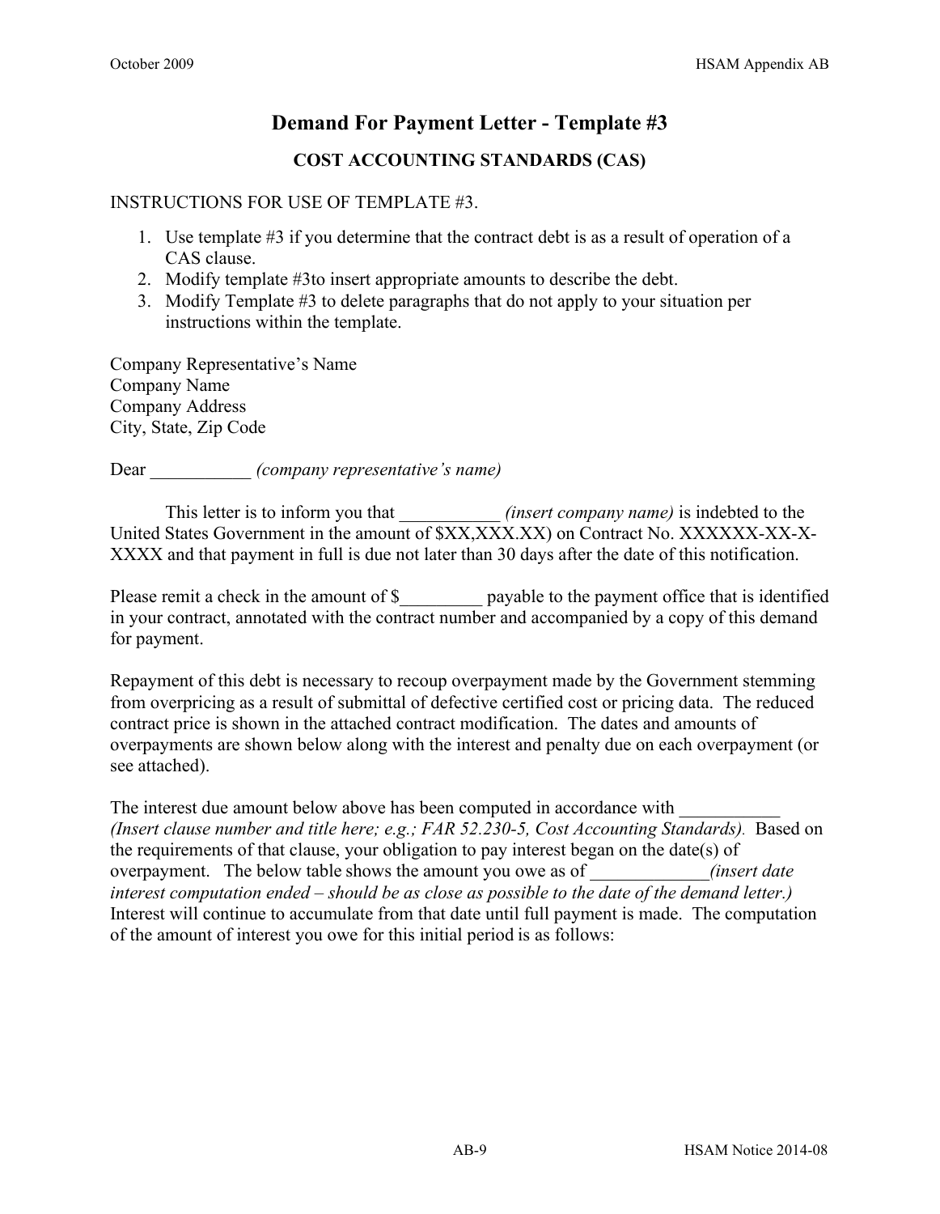# Demand For Payment Letter - Template #3

## COST ACCOUNTING STANDARDS (CAS)

INSTRUCTIONS FOR USE OF TEMPLATE #3.

1. Use template #3 if you determine that the contract debt is as a result of operation of a CAS clause.
2. Modify template #3to insert appropriate amounts to describe the debt.
3. Modify Template #3 to delete paragraphs that do not apply to your situation per instructions within the template.

Company Representative's Name
Company Name
Company Address
City, State, Zip Code

Dear ___________ *(company representative's name)*

This letter is to inform you that ___________ *(insert company name)* is indebted to the United States Government in the amount of $XX,XXX.XX) on Contract No. XXXXXX-XX-X-XXXX and that payment in full is due not later than 30 days after the date of this notification.

Please remit a check in the amount of $_________ payable to the payment office that is identified in your contract, annotated with the contract number and accompanied by a copy of this demand for payment.

Repayment of this debt is necessary to recoup overpayment made by the Government stemming from overpricing as a result of submittal of defective certified cost or pricing data. The reduced contract price is shown in the attached contract modification. The dates and amounts of overpayments are shown below along with the interest and penalty due on each overpayment (or see attached).

The interest due amount below above has been computed in accordance with ___________ *(Insert clause number and title here; e.g.; FAR 52.230-5, Cost Accounting Standards).* Based on the requirements of that clause, your obligation to pay interest began on the date(s) of overpayment. The below table shows the amount you owe as of _____________*(insert date interest computation ended – should be as close as possible to the date of the demand letter.)* Interest will continue to accumulate from that date until full payment is made. The computation of the amount of interest you owe for this initial period is as follows: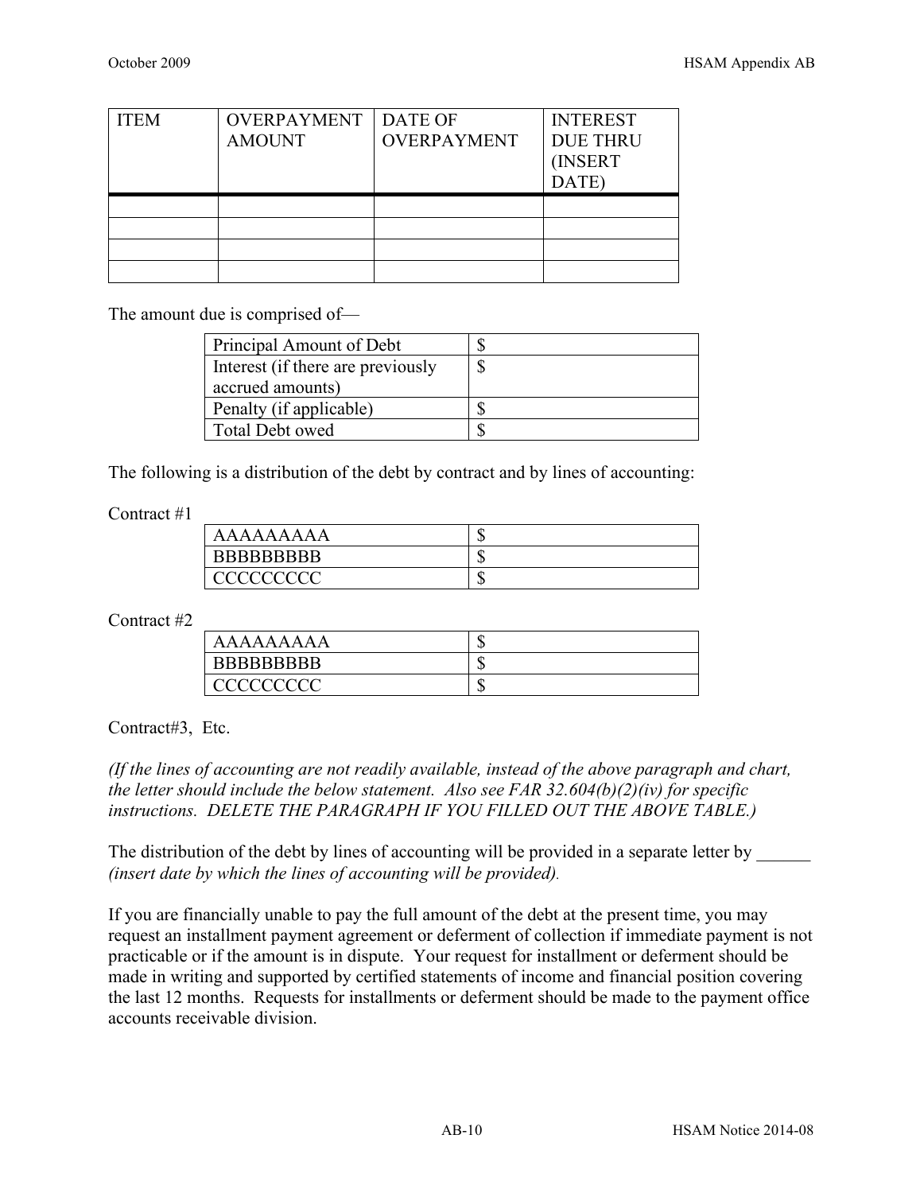| ITEM | OVERPAYMENT AMOUNT | DATE OF OVERPAYMENT | INTEREST DUE THRU (INSERT DATE) |
|---|---|---|---|
| | | | |
| | | | |
| | | | |
| | | | |

The amount due is comprised of—

| Principal Amount of Debt | $ |
|---|---|
| Interest (if there are previously accrued amounts) | $ |
| Penalty (if applicable) | $ |
| Total Debt owed | $ |

The following is a distribution of the debt by contract and by lines of accounting:

Contract #1

| AAAAAAAAA | $ |
|---|---|
| BBBBBBBBB | $ |
| CCCCCCCCC | $ |

Contract #2

| AAAAAAAAA | $ |
|---|---|
| BBBBBBBBB | $ |
| CCCCCCCCC | $ |

Contract#3, Etc.

*(If the lines of accounting are not readily available, instead of the above paragraph and chart, the letter should include the below statement. Also see FAR 32.604(b)(2)(iv) for specific instructions. DELETE THE PARAGRAPH IF YOU FILLED OUT THE ABOVE TABLE.)*

The distribution of the debt by lines of accounting will be provided in a separate letter by ______ *(insert date by which the lines of accounting will be provided).*

If you are financially unable to pay the full amount of the debt at the present time, you may request an installment payment agreement or deferment of collection if immediate payment is not practicable or if the amount is in dispute. Your request for installment or deferment should be made in writing and supported by certified statements of income and financial position covering the last 12 months. Requests for installments or deferment should be made to the payment office accounts receivable division.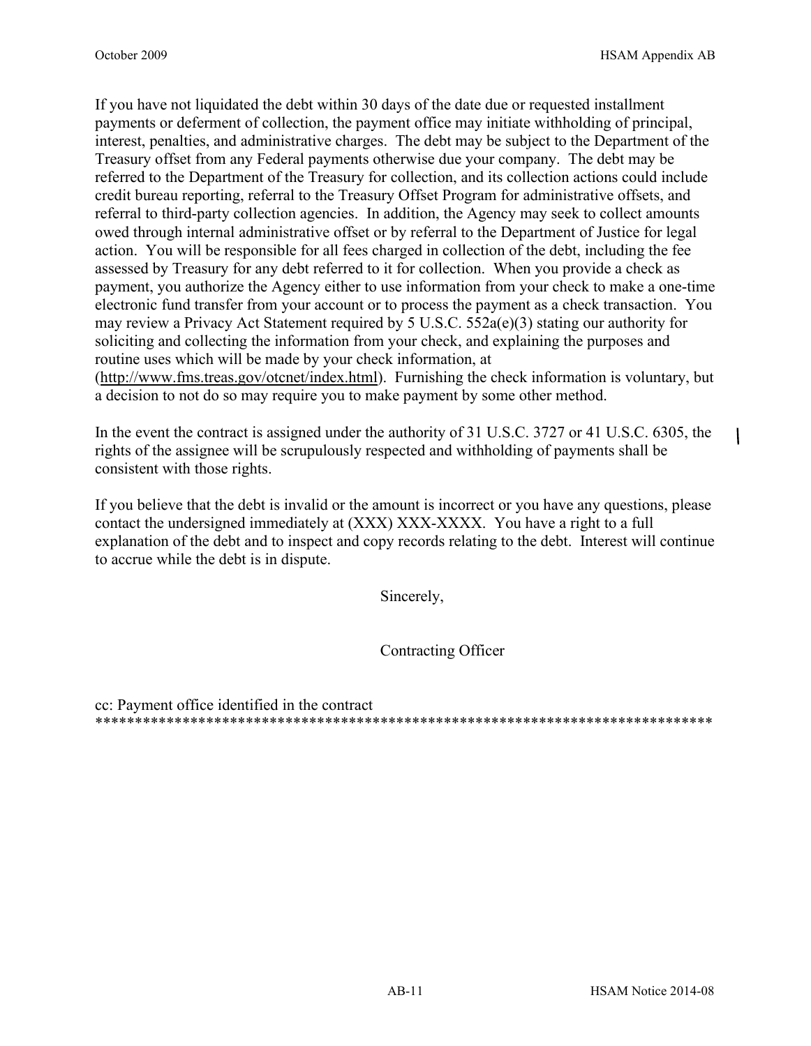If you have not liquidated the debt within 30 days of the date due or requested installment payments or deferment of collection, the payment office may initiate withholding of principal, interest, penalties, and administrative charges. The debt may be subject to the Department of the Treasury offset from any Federal payments otherwise due your company. The debt may be referred to the Department of the Treasury for collection, and its collection actions could include credit bureau reporting, referral to the Treasury Offset Program for administrative offsets, and referral to third-party collection agencies. In addition, the Agency may seek to collect amounts owed through internal administrative offset or by referral to the Department of Justice for legal action. You will be responsible for all fees charged in collection of the debt, including the fee assessed by Treasury for any debt referred to it for collection. When you provide a check as payment, you authorize the Agency either to use information from your check to make a one-time electronic fund transfer from your account or to process the payment as a check transaction. You may review a Privacy Act Statement required by 5 U.S.C. 552a(e)(3) stating our authority for soliciting and collecting the information from your check, and explaining the purposes and routine uses which will be made by your check information, at (http://www.fms.treas.gov/otcnet/index.html). Furnishing the check information is voluntary, but a decision to not do so may require you to make payment by some other method.

In the event the contract is assigned under the authority of 31 U.S.C. 3727 or 41 U.S.C. 6305, the rights of the assignee will be scrupulously respected and withholding of payments shall be consistent with those rights.

If you believe that the debt is invalid or the amount is incorrect or you have any questions, please contact the undersigned immediately at (XXX) XXX-XXXX. You have a right to a full explanation of the debt and to inspect and copy records relating to the debt. Interest will continue to accrue while the debt is in dispute.

Sincerely,

Contracting Officer

cc: Payment office identified in the contract

*******************************************************************************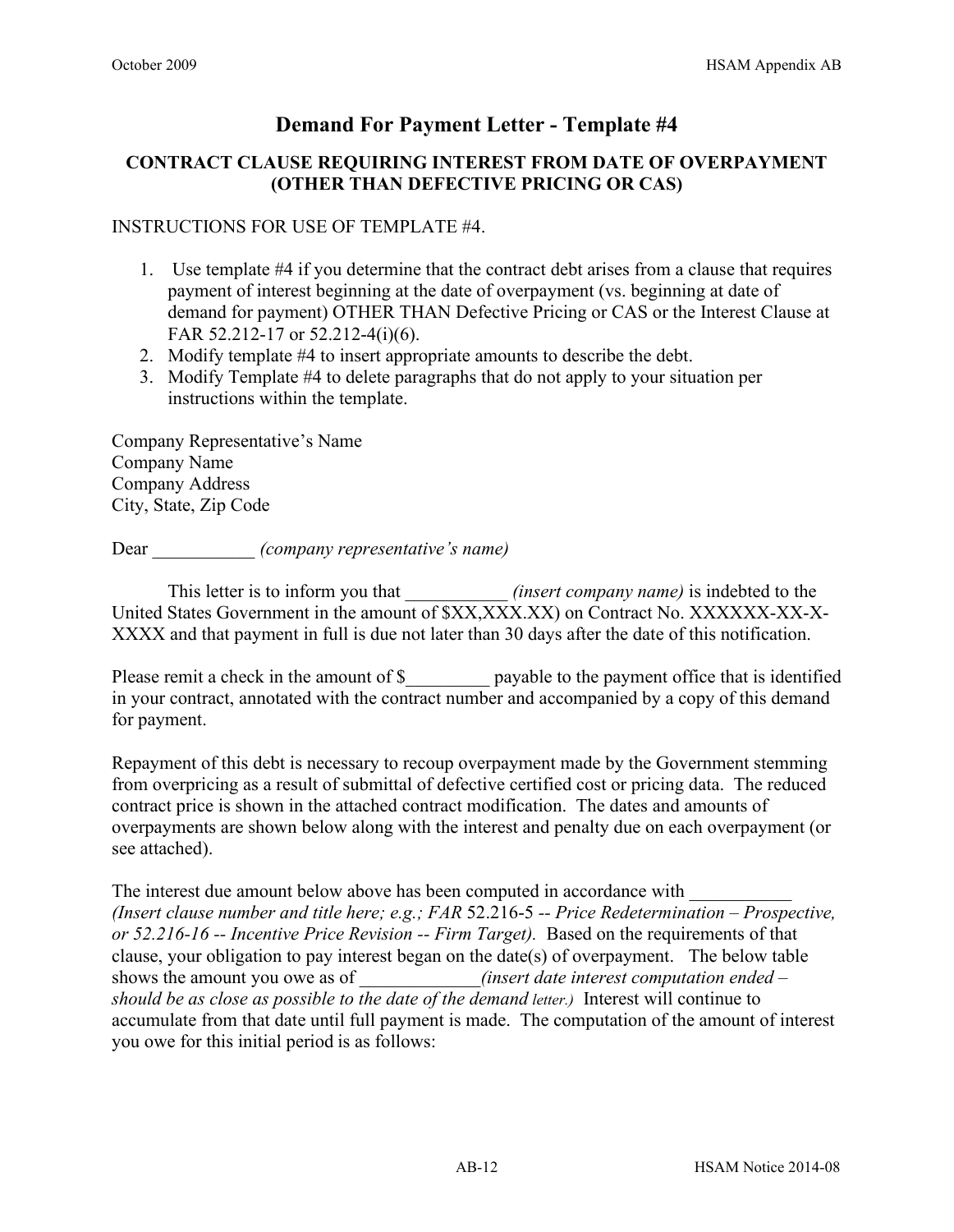# Demand For Payment Letter - Template #4

## CONTRACT CLAUSE REQUIRING INTEREST FROM DATE OF OVERPAYMENT (OTHER THAN DEFECTIVE PRICING OR CAS)

INSTRUCTIONS FOR USE OF TEMPLATE #4.

1. Use template #4 if you determine that the contract debt arises from a clause that requires payment of interest beginning at the date of overpayment (vs. beginning at date of demand for payment) OTHER THAN Defective Pricing or CAS or the Interest Clause at FAR 52.212-17 or 52.212-4(i)(6).
2. Modify template #4 to insert appropriate amounts to describe the debt.
3. Modify Template #4 to delete paragraphs that do not apply to your situation per instructions within the template.

Company Representative's Name
Company Name
Company Address
City, State, Zip Code

Dear ___________ *(company representative's name)*

This letter is to inform you that ___________ *(insert company name)* is indebted to the United States Government in the amount of $XX,XXX.XX) on Contract No. XXXXXX-XX-X-XXXX and that payment in full is due not later than 30 days after the date of this notification.

Please remit a check in the amount of $_________ payable to the payment office that is identified in your contract, annotated with the contract number and accompanied by a copy of this demand for payment.

Repayment of this debt is necessary to recoup overpayment made by the Government stemming from overpricing as a result of submittal of defective certified cost or pricing data. The reduced contract price is shown in the attached contract modification. The dates and amounts of overpayments are shown below along with the interest and penalty due on each overpayment (or see attached).

The interest due amount below above has been computed in accordance with ___________ *(Insert clause number and title here; e.g.; FAR* 52.216-5 *-- Price Redetermination – Prospective, or 52.216-16 -- Incentive Price Revision -- Firm Target).* Based on the requirements of that clause, your obligation to pay interest began on the date(s) of overpayment. The below table shows the amount you owe as of _____________*(insert date interest computation ended – should be as close as possible to the date of the demand letter.)* Interest will continue to accumulate from that date until full payment is made. The computation of the amount of interest you owe for this initial period is as follows: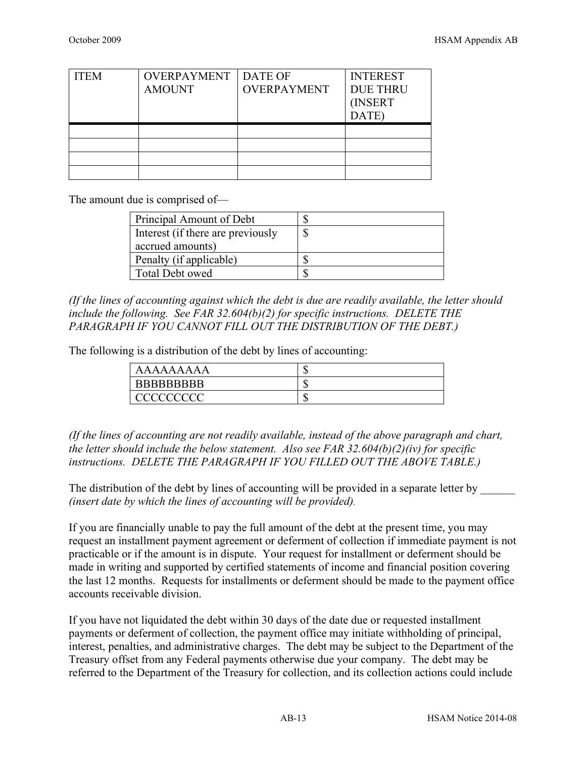| ITEM | OVERPAYMENT AMOUNT | DATE OF OVERPAYMENT | INTEREST DUE THRU (INSERT DATE) |
|---|---|---|---|
| | | | |
| | | | |
| | | | |
| | | | |

The amount due is comprised of—

| Principal Amount of Debt | $ |
|---|---|
| Interest (if there are previously accrued amounts) | $ |
| Penalty (if applicable) | $ |
| Total Debt owed | $ |

*(If the lines of accounting against which the debt is due are readily available, the letter should include the following. See FAR 32.604(b)(2) for specific instructions. DELETE THE PARAGRAPH IF YOU CANNOT FILL OUT THE DISTRIBUTION OF THE DEBT.)*

The following is a distribution of the debt by lines of accounting:

| AAAAAAAAA | $ |
|---|---|
| BBBBBBBBB | $ |
| CCCCCCCCC | $ |

*(If the lines of accounting are not readily available, instead of the above paragraph and chart, the letter should include the below statement. Also see FAR 32.604(b)(2)(iv) for specific instructions. DELETE THE PARAGRAPH IF YOU FILLED OUT THE ABOVE TABLE.)*

The distribution of the debt by lines of accounting will be provided in a separate letter by ______ *(insert date by which the lines of accounting will be provided).*

If you are financially unable to pay the full amount of the debt at the present time, you may request an installment payment agreement or deferment of collection if immediate payment is not practicable or if the amount is in dispute. Your request for installment or deferment should be made in writing and supported by certified statements of income and financial position covering the last 12 months. Requests for installments or deferment should be made to the payment office accounts receivable division.

If you have not liquidated the debt within 30 days of the date due or requested installment payments or deferment of collection, the payment office may initiate withholding of principal, interest, penalties, and administrative charges. The debt may be subject to the Department of the Treasury offset from any Federal payments otherwise due your company. The debt may be referred to the Department of the Treasury for collection, and its collection actions could include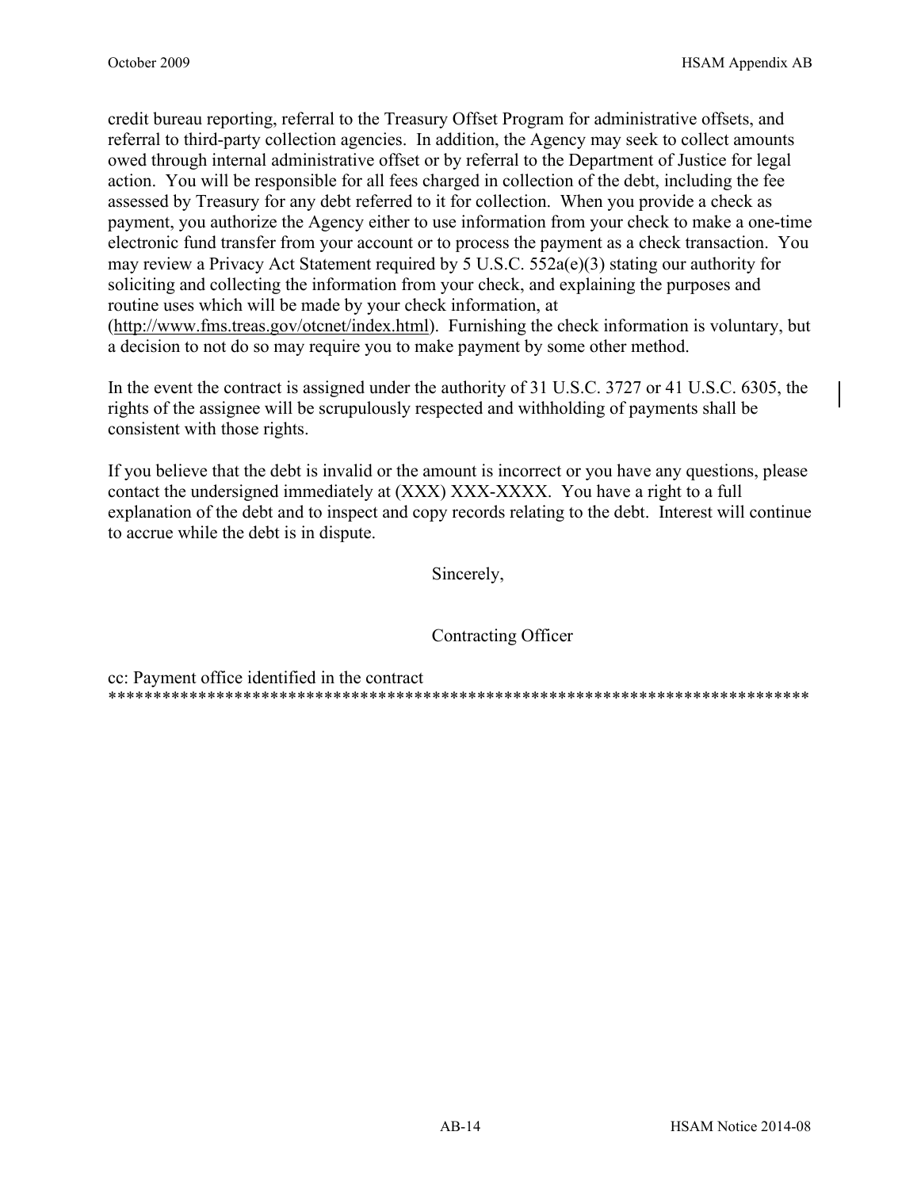credit bureau reporting, referral to the Treasury Offset Program for administrative offsets, and referral to third-party collection agencies. In addition, the Agency may seek to collect amounts owed through internal administrative offset or by referral to the Department of Justice for legal action. You will be responsible for all fees charged in collection of the debt, including the fee assessed by Treasury for any debt referred to it for collection. When you provide a check as payment, you authorize the Agency either to use information from your check to make a one-time electronic fund transfer from your account or to process the payment as a check transaction. You may review a Privacy Act Statement required by 5 U.S.C. 552a(e)(3) stating our authority for soliciting and collecting the information from your check, and explaining the purposes and routine uses which will be made by your check information, at (http://www.fms.treas.gov/otcnet/index.html). Furnishing the check information is voluntary, but a decision to not do so may require you to make payment by some other method.

In the event the contract is assigned under the authority of 31 U.S.C. 3727 or 41 U.S.C. 6305, the rights of the assignee will be scrupulously respected and withholding of payments shall be consistent with those rights.

If you believe that the debt is invalid or the amount is incorrect or you have any questions, please contact the undersigned immediately at (XXX) XXX-XXXX. You have a right to a full explanation of the debt and to inspect and copy records relating to the debt. Interest will continue to accrue while the debt is in dispute.

Sincerely,

Contracting Officer

cc: Payment office identified in the contract
********************************************************************************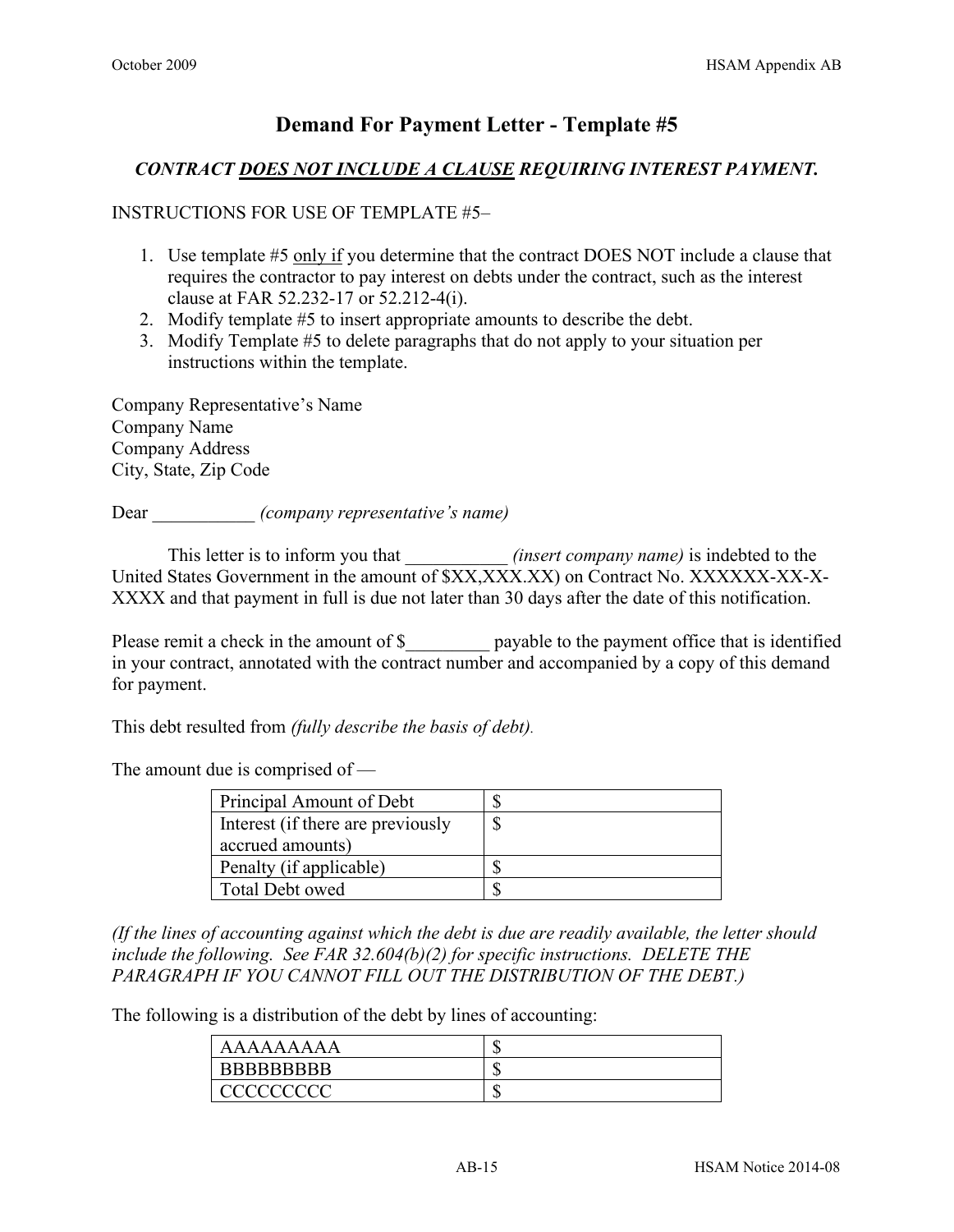# Demand For Payment Letter - Template #5

***CONTRACT DOES NOT INCLUDE A CLAUSE REQUIRING INTEREST PAYMENT.***

INSTRUCTIONS FOR USE OF TEMPLATE #5–

1. Use template #5 only if you determine that the contract DOES NOT include a clause that requires the contractor to pay interest on debts under the contract, such as the interest clause at FAR 52.232-17 or 52.212-4(i).
2. Modify template #5 to insert appropriate amounts to describe the debt.
3. Modify Template #5 to delete paragraphs that do not apply to your situation per instructions within the template.

Company Representative's Name
Company Name
Company Address
City, State, Zip Code

Dear ___________ *(company representative's name)*

This letter is to inform you that ___________ *(insert company name)* is indebted to the United States Government in the amount of $XX,XXX.XX) on Contract No. XXXXXX-XX-X-XXXX and that payment in full is due not later than 30 days after the date of this notification.

Please remit a check in the amount of $_________ payable to the payment office that is identified in your contract, annotated with the contract number and accompanied by a copy of this demand for payment.

This debt resulted from *(fully describe the basis of debt).*

The amount due is comprised of —

| Principal Amount of Debt | $ |
|---|---|
| Interest (if there are previously accrued amounts) | $ |
| Penalty (if applicable) | $ |
| Total Debt owed | $ |

*(If the lines of accounting against which the debt is due are readily available, the letter should include the following. See FAR 32.604(b)(2) for specific instructions. DELETE THE PARAGRAPH IF YOU CANNOT FILL OUT THE DISTRIBUTION OF THE DEBT.)*

The following is a distribution of the debt by lines of accounting:

| AAAAAAAAA | $ |
|---|---|
| BBBBBBBBB | $ |
| CCCCCCCCC | $ |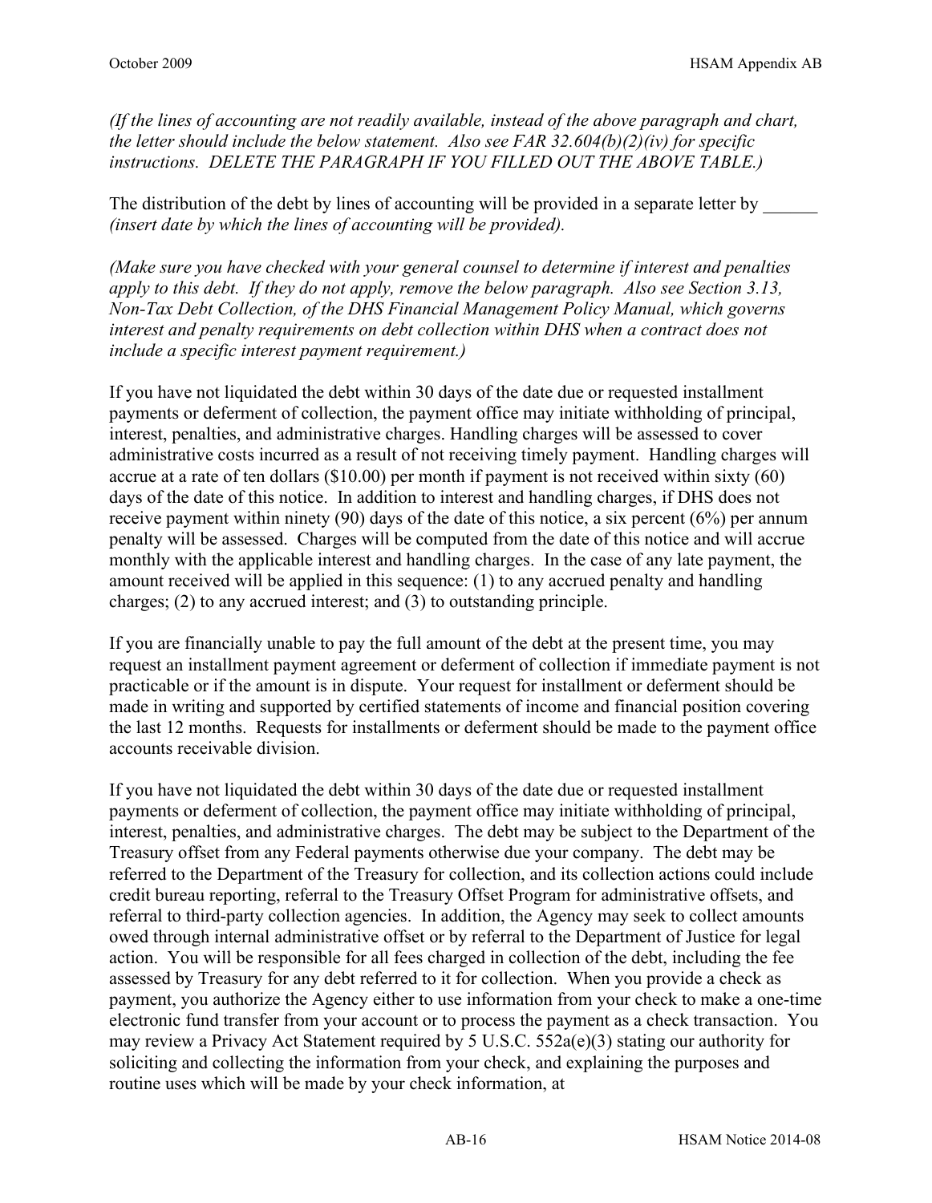*(If the lines of accounting are not readily available, instead of the above paragraph and chart, the letter should include the below statement. Also see FAR 32.604(b)(2)(iv) for specific instructions. DELETE THE PARAGRAPH IF YOU FILLED OUT THE ABOVE TABLE.)*

The distribution of the debt by lines of accounting will be provided in a separate letter by ______ *(insert date by which the lines of accounting will be provided).*

*(Make sure you have checked with your general counsel to determine if interest and penalties apply to this debt. If they do not apply, remove the below paragraph. Also see Section 3.13, Non-Tax Debt Collection, of the DHS Financial Management Policy Manual, which governs interest and penalty requirements on debt collection within DHS when a contract does not include a specific interest payment requirement.)*

If you have not liquidated the debt within 30 days of the date due or requested installment payments or deferment of collection, the payment office may initiate withholding of principal, interest, penalties, and administrative charges. Handling charges will be assessed to cover administrative costs incurred as a result of not receiving timely payment. Handling charges will accrue at a rate of ten dollars ($10.00) per month if payment is not received within sixty (60) days of the date of this notice. In addition to interest and handling charges, if DHS does not receive payment within ninety (90) days of the date of this notice, a six percent (6%) per annum penalty will be assessed. Charges will be computed from the date of this notice and will accrue monthly with the applicable interest and handling charges. In the case of any late payment, the amount received will be applied in this sequence: (1) to any accrued penalty and handling charges; (2) to any accrued interest; and (3) to outstanding principle.

If you are financially unable to pay the full amount of the debt at the present time, you may request an installment payment agreement or deferment of collection if immediate payment is not practicable or if the amount is in dispute. Your request for installment or deferment should be made in writing and supported by certified statements of income and financial position covering the last 12 months. Requests for installments or deferment should be made to the payment office accounts receivable division.

If you have not liquidated the debt within 30 days of the date due or requested installment payments or deferment of collection, the payment office may initiate withholding of principal, interest, penalties, and administrative charges. The debt may be subject to the Department of the Treasury offset from any Federal payments otherwise due your company. The debt may be referred to the Department of the Treasury for collection, and its collection actions could include credit bureau reporting, referral to the Treasury Offset Program for administrative offsets, and referral to third-party collection agencies. In addition, the Agency may seek to collect amounts owed through internal administrative offset or by referral to the Department of Justice for legal action. You will be responsible for all fees charged in collection of the debt, including the fee assessed by Treasury for any debt referred to it for collection. When you provide a check as payment, you authorize the Agency either to use information from your check to make a one-time electronic fund transfer from your account or to process the payment as a check transaction. You may review a Privacy Act Statement required by 5 U.S.C. 552a(e)(3) stating our authority for soliciting and collecting the information from your check, and explaining the purposes and routine uses which will be made by your check information, at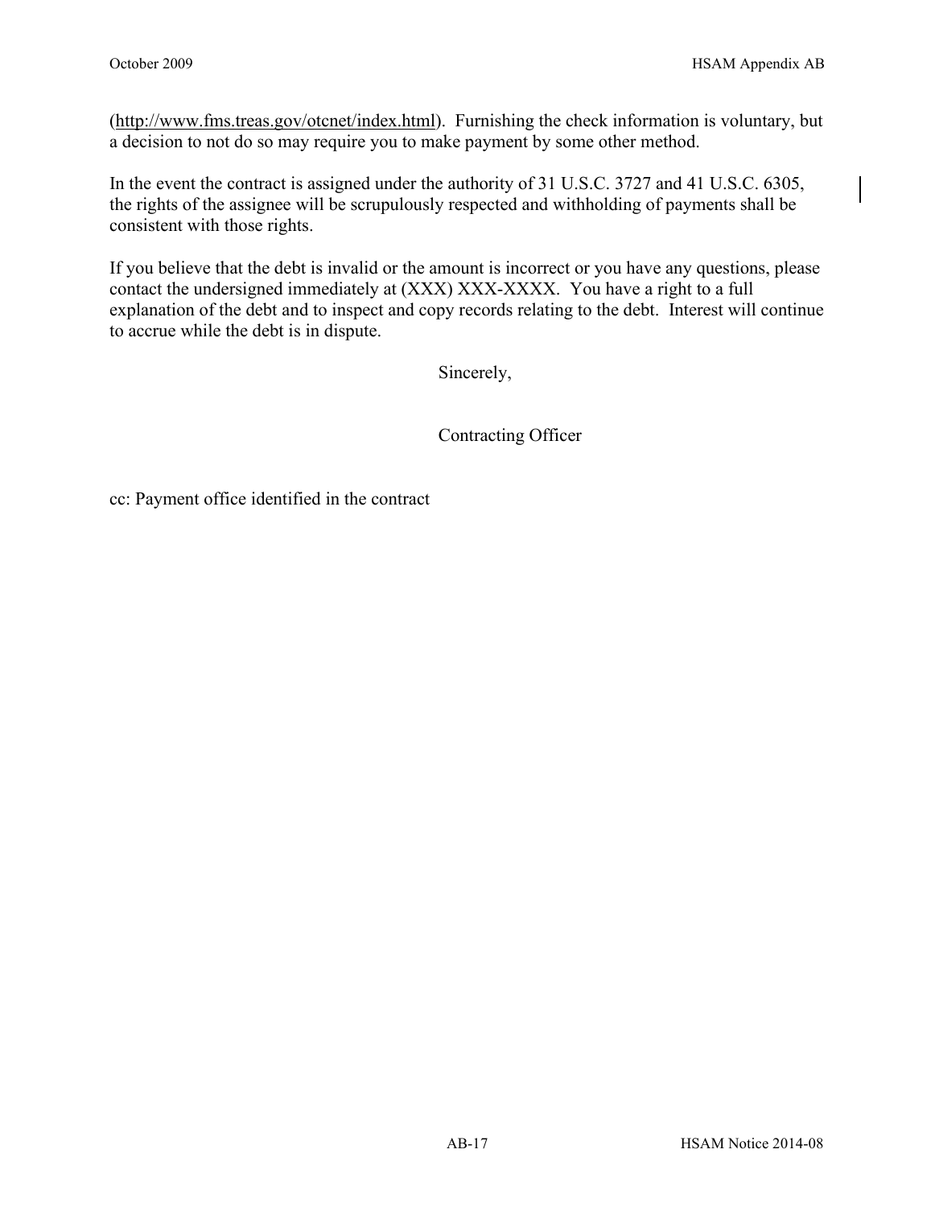(http://www.fms.treas.gov/otcnet/index.html). Furnishing the check information is voluntary, but a decision to not do so may require you to make payment by some other method.

In the event the contract is assigned under the authority of 31 U.S.C. 3727 and 41 U.S.C. 6305, the rights of the assignee will be scrupulously respected and withholding of payments shall be consistent with those rights.

If you believe that the debt is invalid or the amount is incorrect or you have any questions, please contact the undersigned immediately at (XXX) XXX-XXXX. You have a right to a full explanation of the debt and to inspect and copy records relating to the debt. Interest will continue to accrue while the debt is in dispute.

Sincerely,

Contracting Officer

cc: Payment office identified in the contract